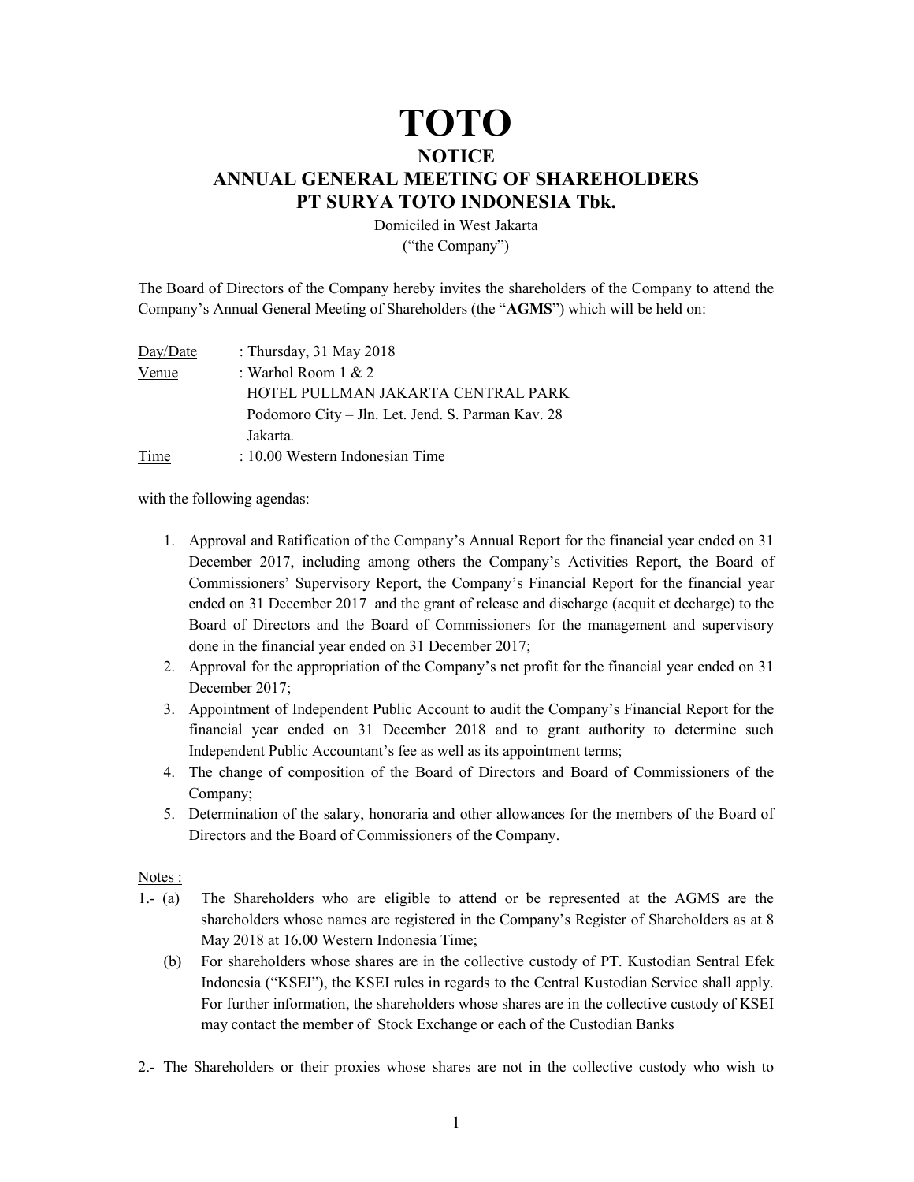# TOTO

## NOTICE
## ANNUAL GENERAL MEETING OF SHAREHOLDERS
## PT SURYA TOTO INDONESIA Tbk.

Domiciled in West Jakarta
("the Company")

The Board of Directors of the Company hereby invites the shareholders of the Company to attend the Company's Annual General Meeting of Shareholders (the "**AGMS**") which will be held on:

Day/Date : Thursday, 31 May 2018
Venue : Warhol Room 1 & 2
HOTEL PULLMAN JAKARTA CENTRAL PARK
Podomoro City – Jln. Let. Jend. S. Parman Kav. 28
Jakarta.
Time : 10.00 Western Indonesian Time

with the following agendas:

1. Approval and Ratification of the Company's Annual Report for the financial year ended on 31 December 2017, including among others the Company's Activities Report, the Board of Commissioners' Supervisory Report, the Company's Financial Report for the financial year ended on 31 December 2017 and the grant of release and discharge (acquit et decharge) to the Board of Directors and the Board of Commissioners for the management and supervisory done in the financial year ended on 31 December 2017;
2. Approval for the appropriation of the Company's net profit for the financial year ended on 31 December 2017;
3. Appointment of Independent Public Account to audit the Company's Financial Report for the financial year ended on 31 December 2018 and to grant authority to determine such Independent Public Accountant's fee as well as its appointment terms;
4. The change of composition of the Board of Directors and Board of Commissioners of the Company;
5. Determination of the salary, honoraria and other allowances for the members of the Board of Directors and the Board of Commissioners of the Company.

Notes :

1.- (a) The Shareholders who are eligible to attend or be represented at the AGMS are the shareholders whose names are registered in the Company's Register of Shareholders as at 8 May 2018 at 16.00 Western Indonesia Time;

(b) For shareholders whose shares are in the collective custody of PT. Kustodian Sentral Efek Indonesia ("KSEI"), the KSEI rules in regards to the Central Kustodian Service shall apply. For further information, the shareholders whose shares are in the collective custody of KSEI may contact the member of Stock Exchange or each of the Custodian Banks

2.- The Shareholders or their proxies whose shares are not in the collective custody who wish to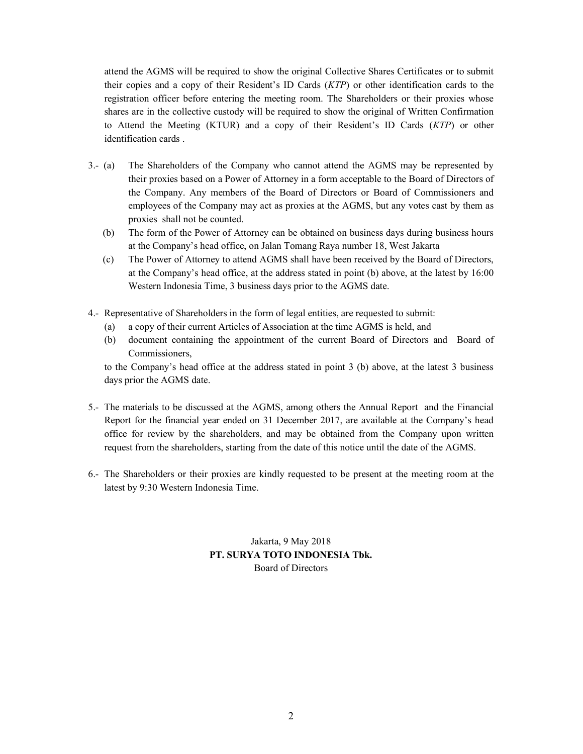attend the AGMS will be required to show the original Collective Shares Certificates or to submit their copies and a copy of their Resident's ID Cards (*KTP*) or other identification cards to the registration officer before entering the meeting room. The Shareholders or their proxies whose shares are in the collective custody will be required to show the original of Written Confirmation to Attend the Meeting (KTUR) and a copy of their Resident's ID Cards (*KTP*) or other identification cards .

3.- (a) The Shareholders of the Company who cannot attend the AGMS may be represented by their proxies based on a Power of Attorney in a form acceptable to the Board of Directors of the Company. Any members of the Board of Directors or Board of Commissioners and employees of the Company may act as proxies at the AGMS, but any votes cast by them as proxies shall not be counted.

  (b) The form of the Power of Attorney can be obtained on business days during business hours at the Company's head office, on Jalan Tomang Raya number 18, West Jakarta

  (c) The Power of Attorney to attend AGMS shall have been received by the Board of Directors, at the Company's head office, at the address stated in point (b) above, at the latest by 16:00 Western Indonesia Time, 3 business days prior to the AGMS date.

4.- Representative of Shareholders in the form of legal entities, are requested to submit:

  (a) a copy of their current Articles of Association at the time AGMS is held, and

  (b) document containing the appointment of the current Board of Directors and Board of Commissioners,

  to the Company's head office at the address stated in point 3 (b) above, at the latest 3 business days prior the AGMS date.

5.- The materials to be discussed at the AGMS, among others the Annual Report and the Financial Report for the financial year ended on 31 December 2017, are available at the Company's head office for review by the shareholders, and may be obtained from the Company upon written request from the shareholders, starting from the date of this notice until the date of the AGMS.

6.- The Shareholders or their proxies are kindly requested to be present at the meeting room at the latest by 9:30 Western Indonesia Time.

Jakarta, 9 May 2018

**PT. SURYA TOTO INDONESIA Tbk.**

Board of Directors